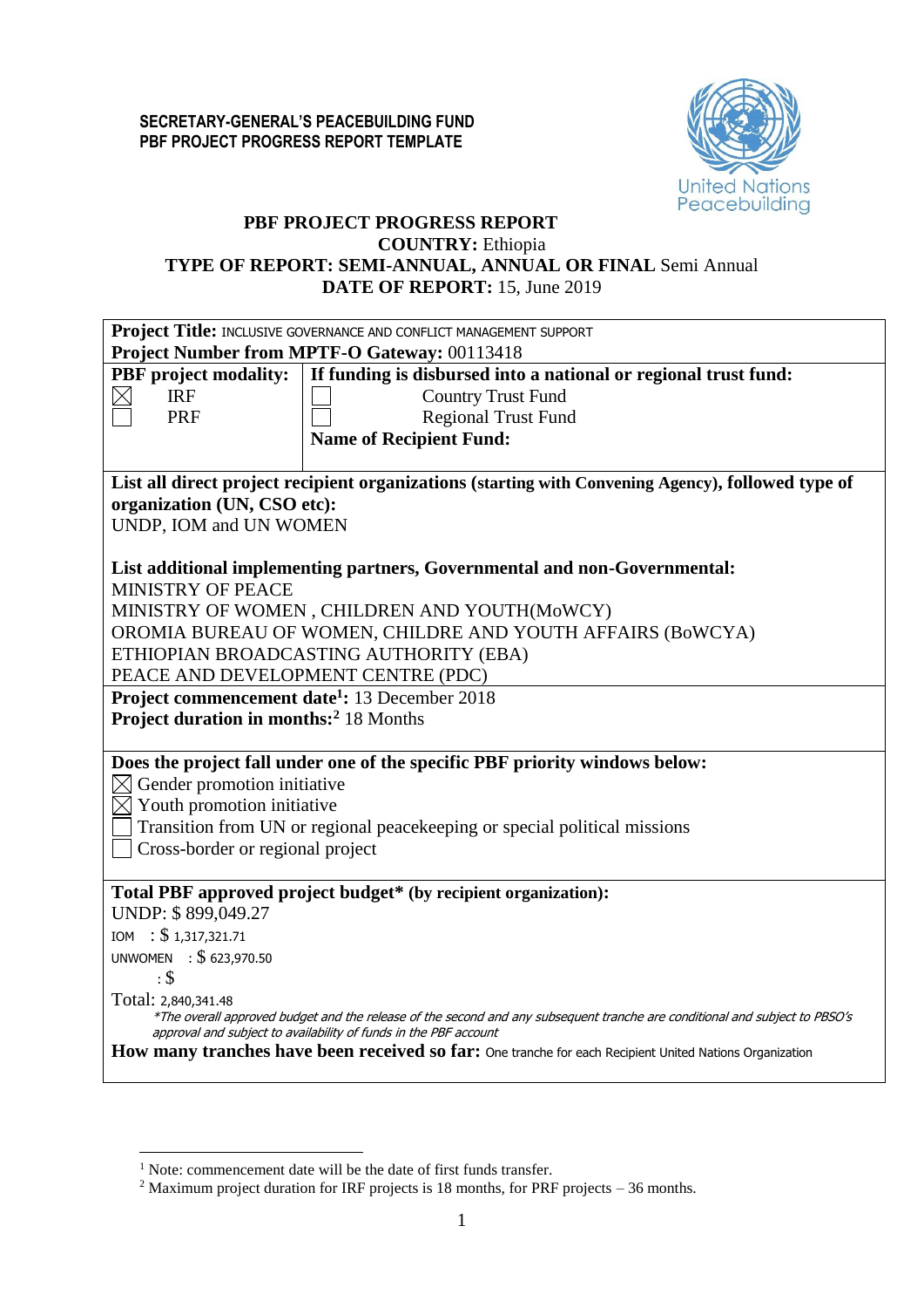**SECRETARY-GENERAL'S PEACEBUILDING FUND**
**PBF PROJECT PROGRESS REPORT TEMPLATE**

United Nations Peacebuilding

# PBF PROJECT PROGRESS REPORT

**COUNTRY:** Ethiopia
**TYPE OF REPORT: SEMI-ANNUAL, ANNUAL OR FINAL** Semi Annual
**DATE OF REPORT:** 15, June 2019

**Project Title:** INCLUSIVE GOVERNANCE AND CONFLICT MANAGEMENT SUPPORT
**Project Number from MPTF-O Gateway:** 00113418

| **PBF project modality:** | **If funding is disbursed into a national or regional trust fund:** |
|---|---|
| ☒ IRF | ☐ Country Trust Fund |
| ☐ PRF | ☐ Regional Trust Fund |
| | **Name of Recipient Fund:** |

**List all direct project recipient organizations (starting with Convening Agency), followed type of organization (UN, CSO etc):**
UNDP, IOM and UN WOMEN

**List additional implementing partners, Governmental and non-Governmental:**
MINISTRY OF PEACE
MINISTRY OF WOMEN , CHILDREN AND YOUTH(MoWCY)
OROMIA BUREAU OF WOMEN, CHILDRE AND YOUTH AFFAIRS (BoWCYA)
ETHIOPIAN BROADCASTING AUTHORITY (EBA)
PEACE AND DEVELOPMENT CENTRE (PDC)

**Project commencement date[1]:** 13 December 2018
**Project duration in months:[2]** 18 Months

**Does the project fall under one of the specific PBF priority windows below:**
☒ Gender promotion initiative
☒ Youth promotion initiative
☐ Transition from UN or regional peacekeeping or special political missions
☐ Cross-border or regional project

**Total PBF approved project budget\* (by recipient organization):**
UNDP: $ 899,049.27
IOM : $ 1,317,321.71
UNWOMEN : $ 623,970.50
: $
Total: 2,840,341.48

*\*The overall approved budget and the release of the second and any subsequent tranche are conditional and subject to PBSO's approval and subject to availability of funds in the PBF account*

**How many tranches have been received so far:** One tranche for each Recipient United Nations Organization

---

[1] Note: commencement date will be the date of first funds transfer.
[2] Maximum project duration for IRF projects is 18 months, for PRF projects – 36 months.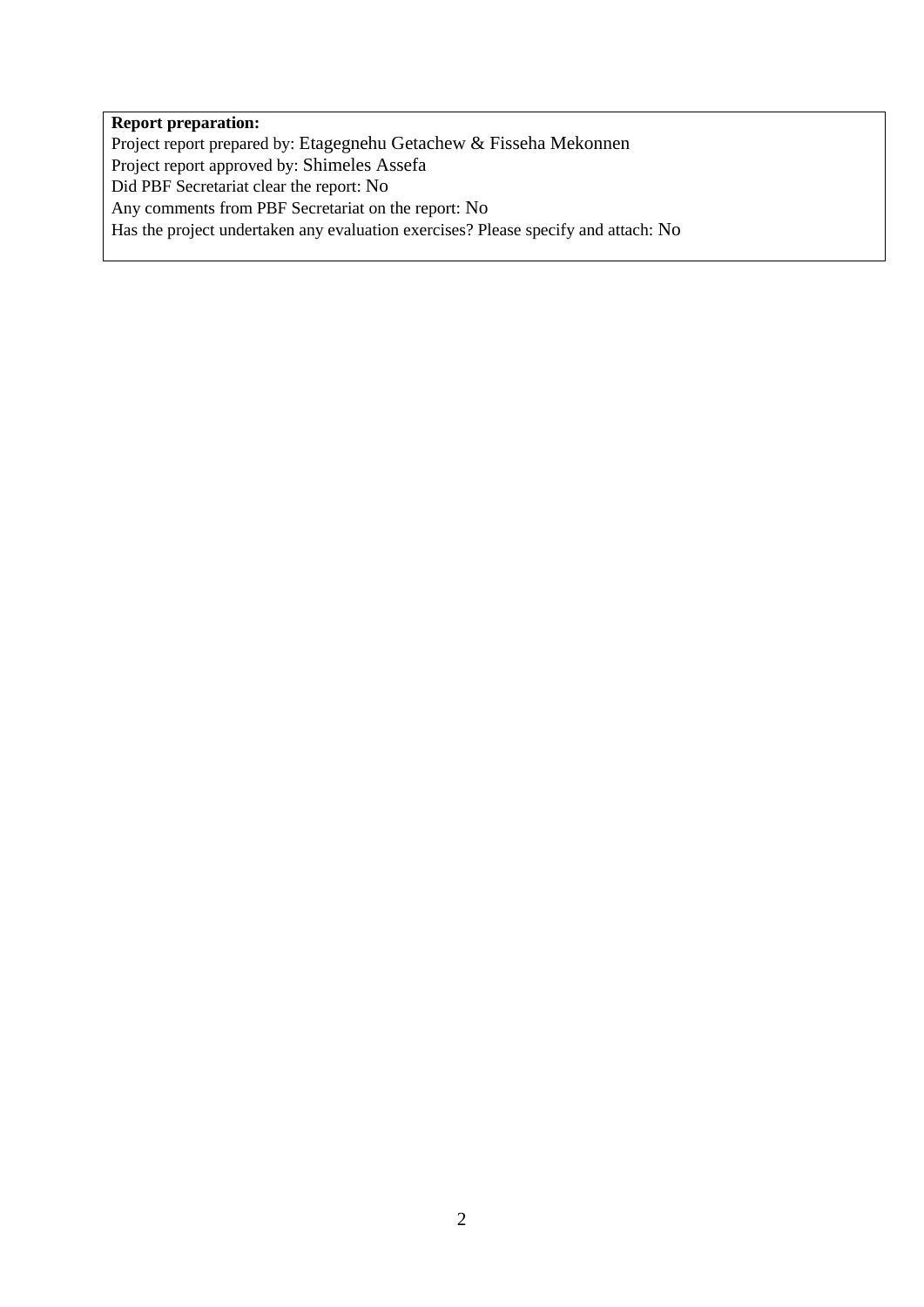**Report preparation:**

Project report prepared by: Etagegnehu Getachew & Fisseha Mekonnen
Project report approved by: Shimeles Assefa
Did PBF Secretariat clear the report: No
Any comments from PBF Secretariat on the report: No
Has the project undertaken any evaluation exercises? Please specify and attach: No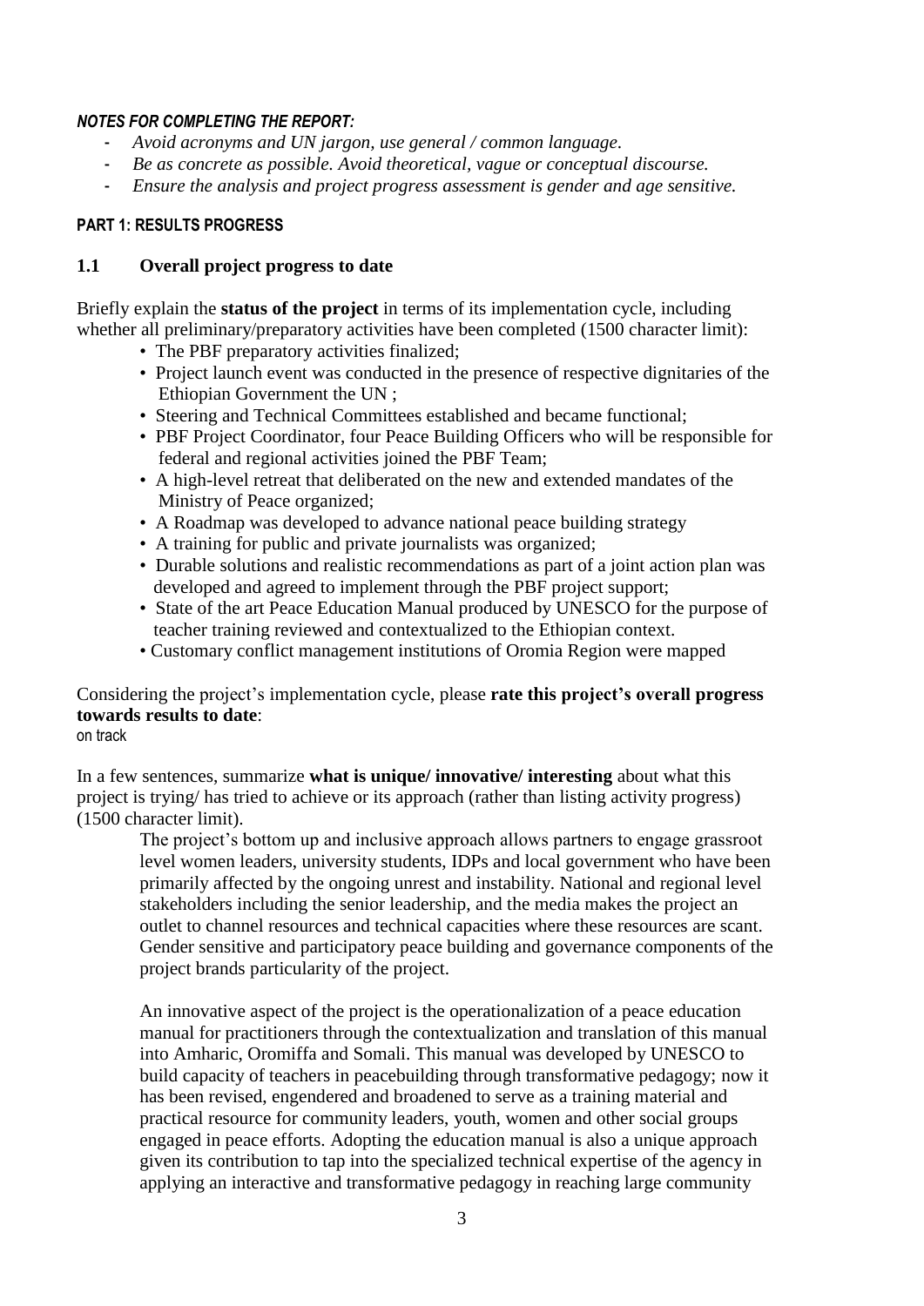***NOTES FOR COMPLETING THE REPORT:***

- *Avoid acronyms and UN jargon, use general / common language.*
- *Be as concrete as possible. Avoid theoretical, vague or conceptual discourse.*
- *Ensure the analysis and project progress assessment is gender and age sensitive.*

**PART 1: RESULTS PROGRESS**

## 1.1 Overall project progress to date

Briefly explain the **status of the project** in terms of its implementation cycle, including whether all preliminary/preparatory activities have been completed (1500 character limit):

- The PBF preparatory activities finalized;
- Project launch event was conducted in the presence of respective dignitaries of the Ethiopian Government the UN ;
- Steering and Technical Committees established and became functional;
- PBF Project Coordinator, four Peace Building Officers who will be responsible for federal and regional activities joined the PBF Team;
- A high-level retreat that deliberated on the new and extended mandates of the Ministry of Peace organized;
- A Roadmap was developed to advance national peace building strategy
- A training for public and private journalists was organized;
- Durable solutions and realistic recommendations as part of a joint action plan was developed and agreed to implement through the PBF project support;
- State of the art Peace Education Manual produced by UNESCO for the purpose of teacher training reviewed and contextualized to the Ethiopian context.
- Customary conflict management institutions of Oromia Region were mapped

Considering the project's implementation cycle, please **rate this project's overall progress towards results to date**:
on track

In a few sentences, summarize **what is unique/ innovative/ interesting** about what this project is trying/ has tried to achieve or its approach (rather than listing activity progress) (1500 character limit).

The project's bottom up and inclusive approach allows partners to engage grassroot level women leaders, university students, IDPs and local government who have been primarily affected by the ongoing unrest and instability. National and regional level stakeholders including the senior leadership, and the media makes the project an outlet to channel resources and technical capacities where these resources are scant. Gender sensitive and participatory peace building and governance components of the project brands particularity of the project.

An innovative aspect of the project is the operationalization of a peace education manual for practitioners through the contextualization and translation of this manual into Amharic, Oromiffa and Somali. This manual was developed by UNESCO to build capacity of teachers in peacebuilding through transformative pedagogy; now it has been revised, engendered and broadened to serve as a training material and practical resource for community leaders, youth, women and other social groups engaged in peace efforts. Adopting the education manual is also a unique approach given its contribution to tap into the specialized technical expertise of the agency in applying an interactive and transformative pedagogy in reaching large community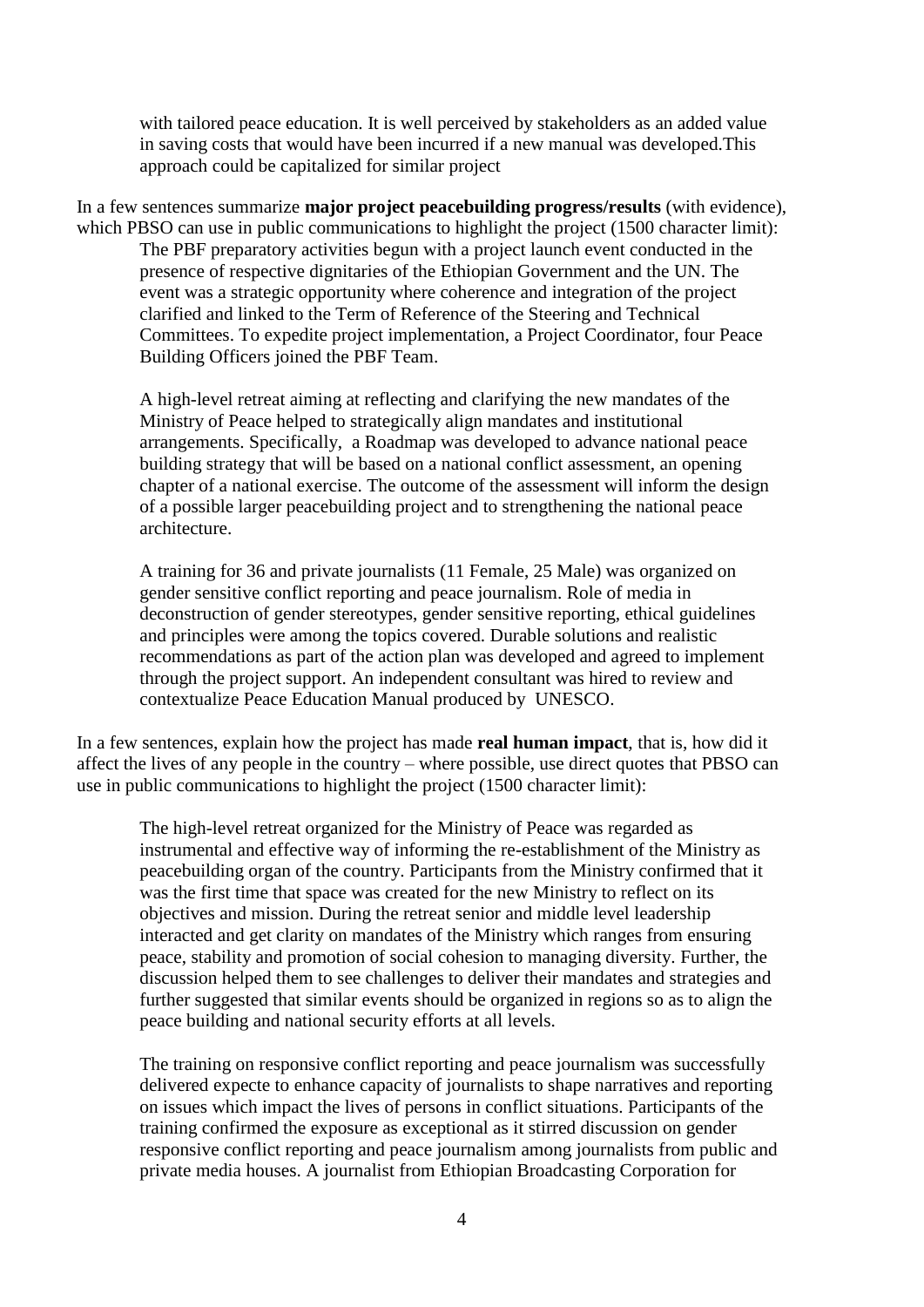with tailored peace education. It is well perceived by stakeholders as an added value in saving costs that would have been incurred if a new manual was developed.This approach could be capitalized for similar project

In a few sentences summarize **major project peacebuilding progress/results** (with evidence), which PBSO can use in public communications to highlight the project (1500 character limit):

The PBF preparatory activities begun with a project launch event conducted in the presence of respective dignitaries of the Ethiopian Government and the UN. The event was a strategic opportunity where coherence and integration of the project clarified and linked to the Term of Reference of the Steering and Technical Committees. To expedite project implementation, a Project Coordinator, four Peace Building Officers joined the PBF Team.

A high-level retreat aiming at reflecting and clarifying the new mandates of the Ministry of Peace helped to strategically align mandates and institutional arrangements. Specifically, a Roadmap was developed to advance national peace building strategy that will be based on a national conflict assessment, an opening chapter of a national exercise. The outcome of the assessment will inform the design of a possible larger peacebuilding project and to strengthening the national peace architecture.

A training for 36 and private journalists (11 Female, 25 Male) was organized on gender sensitive conflict reporting and peace journalism. Role of media in deconstruction of gender stereotypes, gender sensitive reporting, ethical guidelines and principles were among the topics covered. Durable solutions and realistic recommendations as part of the action plan was developed and agreed to implement through the project support. An independent consultant was hired to review and contextualize Peace Education Manual produced by UNESCO.

In a few sentences, explain how the project has made **real human impact**, that is, how did it affect the lives of any people in the country – where possible, use direct quotes that PBSO can use in public communications to highlight the project (1500 character limit):

The high-level retreat organized for the Ministry of Peace was regarded as instrumental and effective way of informing the re-establishment of the Ministry as peacebuilding organ of the country. Participants from the Ministry confirmed that it was the first time that space was created for the new Ministry to reflect on its objectives and mission. During the retreat senior and middle level leadership interacted and get clarity on mandates of the Ministry which ranges from ensuring peace, stability and promotion of social cohesion to managing diversity. Further, the discussion helped them to see challenges to deliver their mandates and strategies and further suggested that similar events should be organized in regions so as to align the peace building and national security efforts at all levels.

The training on responsive conflict reporting and peace journalism was successfully delivered expecte to enhance capacity of journalists to shape narratives and reporting on issues which impact the lives of persons in conflict situations. Participants of the training confirmed the exposure as exceptional as it stirred discussion on gender responsive conflict reporting and peace journalism among journalists from public and private media houses. A journalist from Ethiopian Broadcasting Corporation for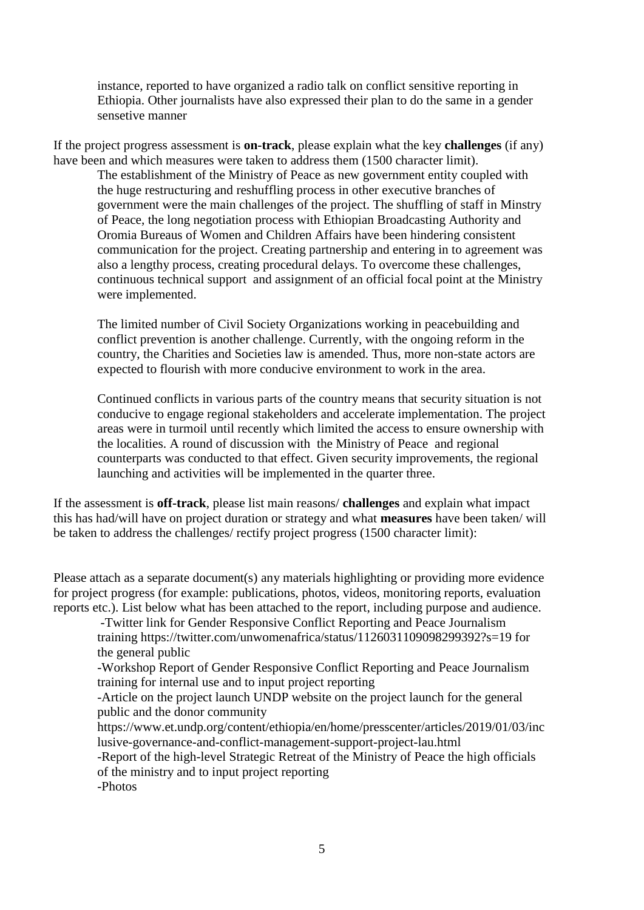instance, reported to have organized a radio talk on conflict sensitive reporting in Ethiopia. Other journalists have also expressed their plan to do the same in a gender sensetive manner

If the project progress assessment is **on-track**, please explain what the key **challenges** (if any) have been and which measures were taken to address them (1500 character limit).

The establishment of the Ministry of Peace as new government entity coupled with the huge restructuring and reshuffling process in other executive branches of government were the main challenges of the project. The shuffling of staff in Minstry of Peace, the long negotiation process with Ethiopian Broadcasting Authority and Oromia Bureaus of Women and Children Affairs have been hindering consistent communication for the project. Creating partnership and entering in to agreement was also a lengthy process, creating procedural delays. To overcome these challenges, continuous technical support and assignment of an official focal point at the Ministry were implemented.

The limited number of Civil Society Organizations working in peacebuilding and conflict prevention is another challenge. Currently, with the ongoing reform in the country, the Charities and Societies law is amended. Thus, more non-state actors are expected to flourish with more conducive environment to work in the area.

Continued conflicts in various parts of the country means that security situation is not conducive to engage regional stakeholders and accelerate implementation. The project areas were in turmoil until recently which limited the access to ensure ownership with the localities. A round of discussion with the Ministry of Peace and regional counterparts was conducted to that effect. Given security improvements, the regional launching and activities will be implemented in the quarter three.

If the assessment is **off-track**, please list main reasons/ **challenges** and explain what impact this has had/will have on project duration or strategy and what **measures** have been taken/ will be taken to address the challenges/ rectify project progress (1500 character limit):

Please attach as a separate document(s) any materials highlighting or providing more evidence for project progress (for example: publications, photos, videos, monitoring reports, evaluation reports etc.). List below what has been attached to the report, including purpose and audience.

-Twitter link for Gender Responsive Conflict Reporting and Peace Journalism training https://twitter.com/unwomenafrica/status/1126031109098299392?s=19 for the general public

-Workshop Report of Gender Responsive Conflict Reporting and Peace Journalism training for internal use and to input project reporting

-Article on the project launch UNDP website on the project launch for the general public and the donor community https://www.et.undp.org/content/ethiopia/en/home/presscenter/articles/2019/01/03/inclusive-governance-and-conflict-management-support-project-lau.html

-Report of the high-level Strategic Retreat of the Ministry of Peace the high officials of the ministry and to input project reporting

-Photos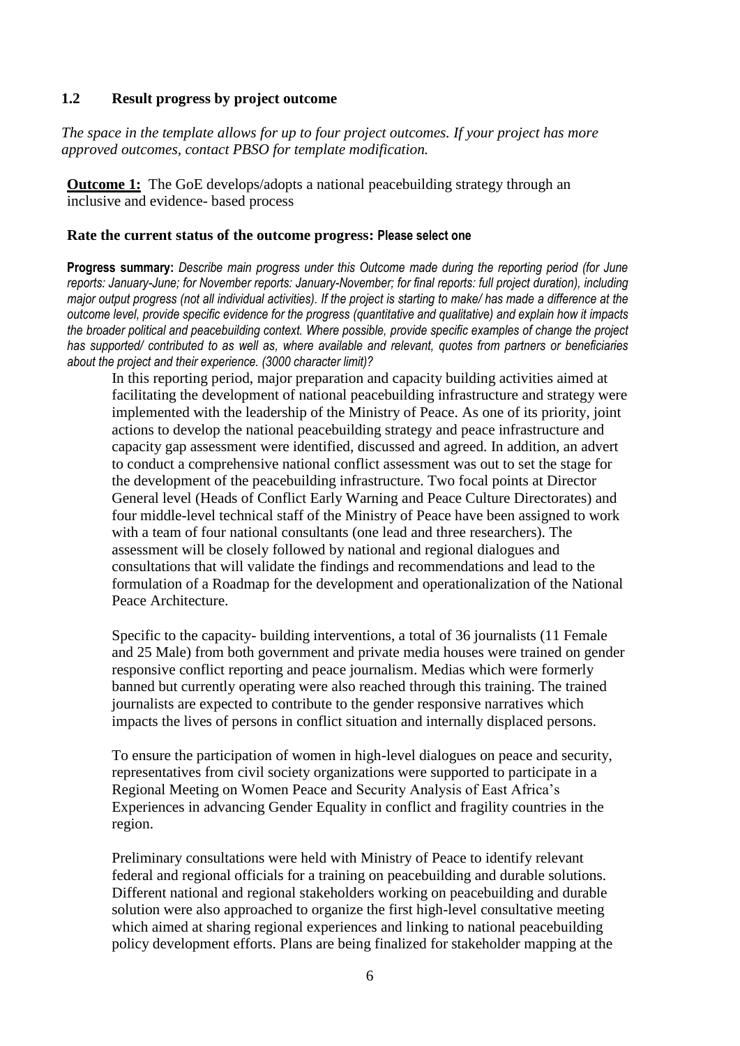### 1.2 Result progress by project outcome

*The space in the template allows for up to four project outcomes. If your project has more approved outcomes, contact PBSO for template modification.*

**Outcome 1:** The GoE develops/adopts a national peacebuilding strategy through an inclusive and evidence- based process

**Rate the current status of the outcome progress: Please select one**

**Progress summary:** *Describe main progress under this Outcome made during the reporting period (for June reports: January-June; for November reports: January-November; for final reports: full project duration), including major output progress (not all individual activities). If the project is starting to make/ has made a difference at the outcome level, provide specific evidence for the progress (quantitative and qualitative) and explain how it impacts the broader political and peacebuilding context. Where possible, provide specific examples of change the project has supported/ contributed to as well as, where available and relevant, quotes from partners or beneficiaries about the project and their experience. (3000 character limit)?*

In this reporting period, major preparation and capacity building activities aimed at facilitating the development of national peacebuilding infrastructure and strategy were implemented with the leadership of the Ministry of Peace. As one of its priority, joint actions to develop the national peacebuilding strategy and peace infrastructure and capacity gap assessment were identified, discussed and agreed. In addition, an advert to conduct a comprehensive national conflict assessment was out to set the stage for the development of the peacebuilding infrastructure. Two focal points at Director General level (Heads of Conflict Early Warning and Peace Culture Directorates) and four middle-level technical staff of the Ministry of Peace have been assigned to work with a team of four national consultants (one lead and three researchers). The assessment will be closely followed by national and regional dialogues and consultations that will validate the findings and recommendations and lead to the formulation of a Roadmap for the development and operationalization of the National Peace Architecture.

Specific to the capacity- building interventions, a total of 36 journalists (11 Female and 25 Male) from both government and private media houses were trained on gender responsive conflict reporting and peace journalism. Medias which were formerly banned but currently operating were also reached through this training. The trained journalists are expected to contribute to the gender responsive narratives which impacts the lives of persons in conflict situation and internally displaced persons.

To ensure the participation of women in high-level dialogues on peace and security, representatives from civil society organizations were supported to participate in a Regional Meeting on Women Peace and Security Analysis of East Africa's Experiences in advancing Gender Equality in conflict and fragility countries in the region.

Preliminary consultations were held with Ministry of Peace to identify relevant federal and regional officials for a training on peacebuilding and durable solutions. Different national and regional stakeholders working on peacebuilding and durable solution were also approached to organize the first high-level consultative meeting which aimed at sharing regional experiences and linking to national peacebuilding policy development efforts. Plans are being finalized for stakeholder mapping at the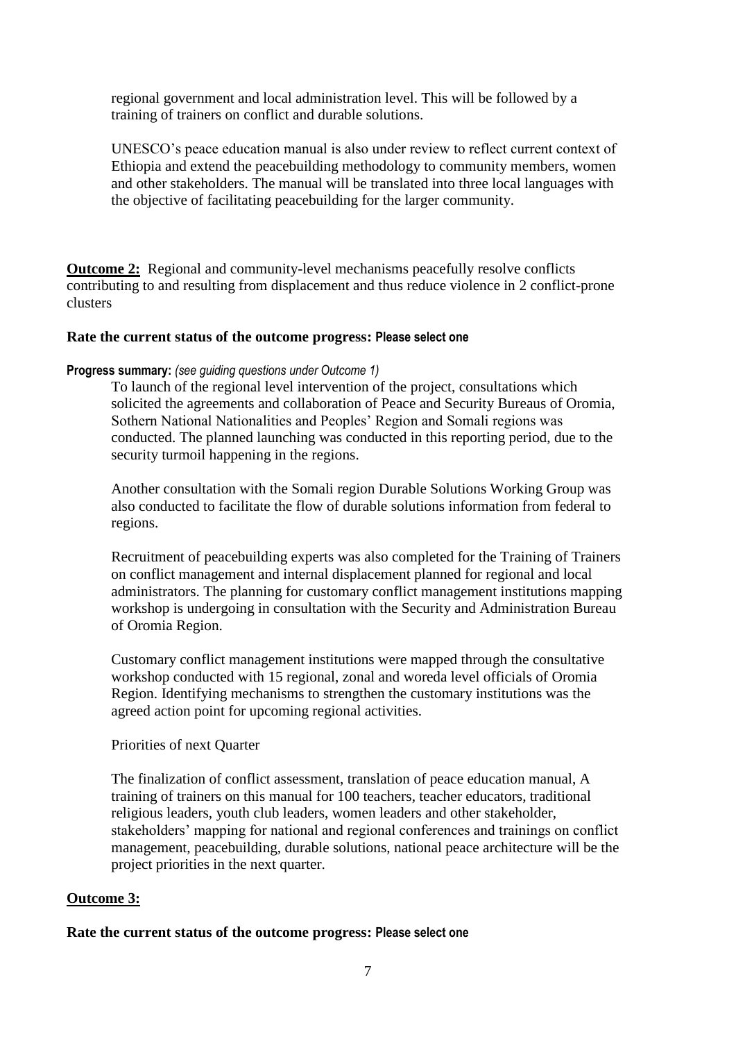regional government and local administration level. This will be followed by a training of trainers on conflict and durable solutions.

UNESCO's peace education manual is also under review to reflect current context of Ethiopia and extend the peacebuilding methodology to community members, women and other stakeholders. The manual will be translated into three local languages with the objective of facilitating peacebuilding for the larger community.

**Outcome 2:** Regional and community-level mechanisms peacefully resolve conflicts contributing to and resulting from displacement and thus reduce violence in 2 conflict-prone clusters

**Rate the current status of the outcome progress: Please select one**

**Progress summary:** *(see guiding questions under Outcome 1)*

To launch of the regional level intervention of the project, consultations which solicited the agreements and collaboration of Peace and Security Bureaus of Oromia, Sothern National Nationalities and Peoples' Region and Somali regions was conducted. The planned launching was conducted in this reporting period, due to the security turmoil happening in the regions.

Another consultation with the Somali region Durable Solutions Working Group was also conducted to facilitate the flow of durable solutions information from federal to regions.

Recruitment of peacebuilding experts was also completed for the Training of Trainers on conflict management and internal displacement planned for regional and local administrators. The planning for customary conflict management institutions mapping workshop is undergoing in consultation with the Security and Administration Bureau of Oromia Region.

Customary conflict management institutions were mapped through the consultative workshop conducted with 15 regional, zonal and woreda level officials of Oromia Region. Identifying mechanisms to strengthen the customary institutions was the agreed action point for upcoming regional activities.

Priorities of next Quarter

The finalization of conflict assessment, translation of peace education manual, A training of trainers on this manual for 100 teachers, teacher educators, traditional religious leaders, youth club leaders, women leaders and other stakeholder, stakeholders' mapping for national and regional conferences and trainings on conflict management, peacebuilding, durable solutions, national peace architecture will be the project priorities in the next quarter.

**Outcome 3:**

**Rate the current status of the outcome progress: Please select one**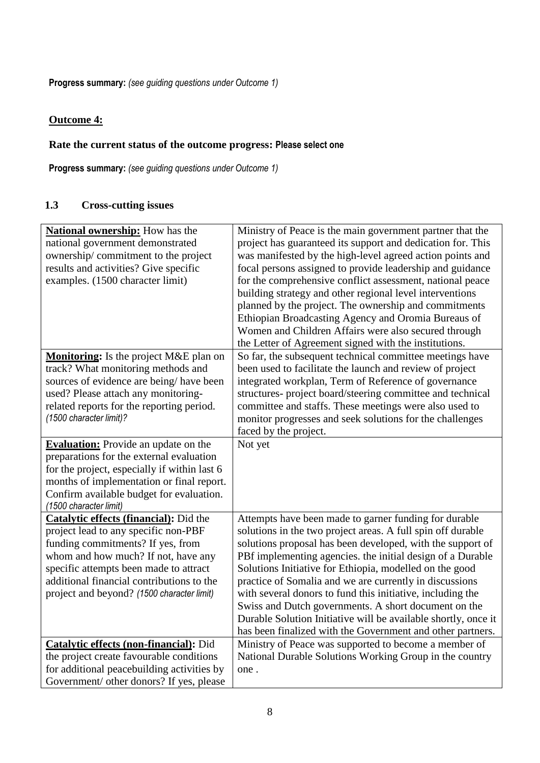**Progress summary:** *(see guiding questions under Outcome 1)*

**Outcome 4:**

**Rate the current status of the outcome progress: Please select one**

**Progress summary:** *(see guiding questions under Outcome 1)*

## 1.3 Cross-cutting issues

| | |
|---|---|
| **National ownership:** How has the national government demonstrated ownership/ commitment to the project results and activities? Give specific examples. (1500 character limit) | Ministry of Peace is the main government partner that the project has guaranteed its support and dedication for. This was manifested by the high-level agreed action points and focal persons assigned to provide leadership and guidance for the comprehensive conflict assessment, national peace building strategy and other regional level interventions planned by the project. The ownership and commitments Ethiopian Broadcasting Agency and Oromia Bureaus of Women and Children Affairs were also secured through the Letter of Agreement signed with the institutions. |
| **Monitoring:** Is the project M&E plan on track? What monitoring methods and sources of evidence are being/ have been used? Please attach any monitoring-related reports for the reporting period. *(1500 character limit)?* | So far, the subsequent technical committee meetings have been used to facilitate the launch and review of project integrated workplan, Term of Reference of governance structures- project board/steering committee and technical committee and staffs. These meetings were also used to monitor progresses and seek solutions for the challenges faced by the project. |
| **Evaluation:** Provide an update on the preparations for the external evaluation for the project, especially if within last 6 months of implementation or final report. Confirm available budget for evaluation. *(1500 character limit)* | Not yet |
| **Catalytic effects (financial):** Did the project lead to any specific non-PBF funding commitments? If yes, from whom and how much? If not, have any specific attempts been made to attract additional financial contributions to the project and beyond? *(1500 character limit)* | Attempts have been made to garner funding for durable solutions in the two project areas. A full spin off durable solutions proposal has been developed, with the support of PBf implementing agencies. the initial design of a Durable Solutions Initiative for Ethiopia, modelled on the good practice of Somalia and we are currently in discussions with several donors to fund this initiative, including the Swiss and Dutch governments. A short document on the Durable Solution Initiative will be available shortly, once it has been finalized with the Government and other partners. |
| **Catalytic effects (non-financial):** Did the project create favourable conditions for additional peacebuilding activities by Government/ other donors? If yes, please | Ministry of Peace was supported to become a member of National Durable Solutions Working Group in the country one . |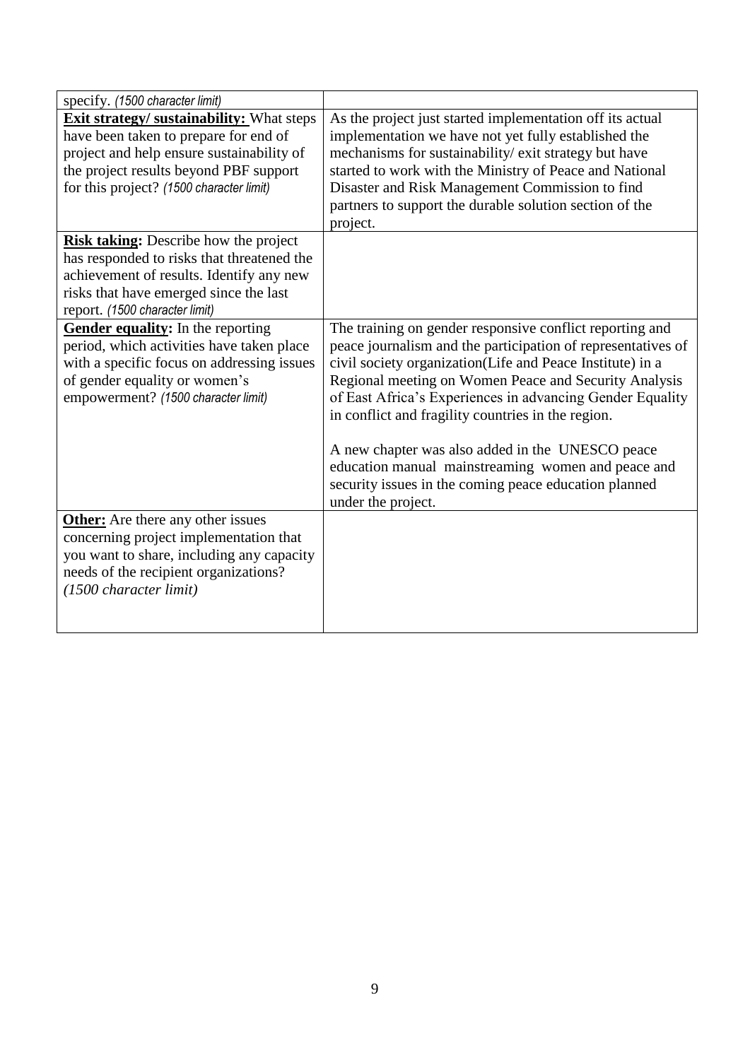| specify. *(1500 character limit)* | |
|---|---|
| **Exit strategy/ sustainability:** What steps have been taken to prepare for end of project and help ensure sustainability of the project results beyond PBF support for this project? *(1500 character limit)* | As the project just started implementation off its actual implementation we have not yet fully established the mechanisms for sustainability/ exit strategy but have started to work with the Ministry of Peace and National Disaster and Risk Management Commission to find partners to support the durable solution section of the project. |
| **Risk taking:** Describe how the project has responded to risks that threatened the achievement of results. Identify any new risks that have emerged since the last report. *(1500 character limit)* | |
| **Gender equality:** In the reporting period, which activities have taken place with a specific focus on addressing issues of gender equality or women's empowerment? *(1500 character limit)* | The training on gender responsive conflict reporting and peace journalism and the participation of representatives of civil society organization(Life and Peace Institute) in a Regional meeting on Women Peace and Security Analysis of East Africa's Experiences in advancing Gender Equality in conflict and fragility countries in the region.<br><br>A new chapter was also added in the UNESCO peace education manual mainstreaming women and peace and security issues in the coming peace education planned under the project. |
| **Other:** Are there any other issues concerning project implementation that you want to share, including any capacity needs of the recipient organizations? *(1500 character limit)* | |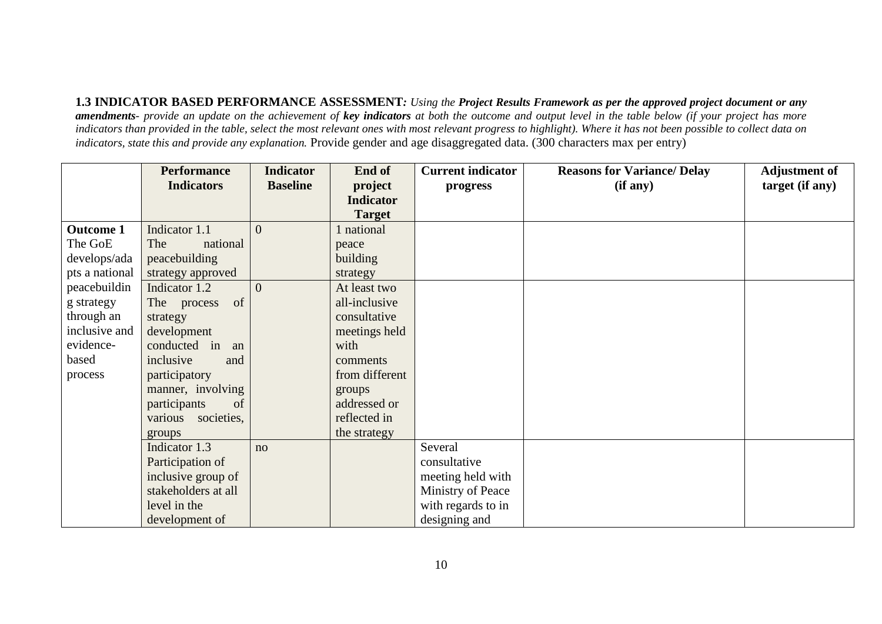**1.3 INDICATOR BASED PERFORMANCE ASSESSMENT***: Using the* ***Project Results Framework as per the approved project document or any amendments****- provide an update on the achievement of* ***key indicators*** *at both the outcome and output level in the table below (if your project has more indicators than provided in the table, select the most relevant ones with most relevant progress to highlight). Where it has not been possible to collect data on indicators, state this and provide any explanation.* Provide gender and age disaggregated data. (300 characters max per entry)

| | Performance Indicators | Indicator Baseline | End of project Indicator Target | Current indicator progress | Reasons for Variance/ Delay (if any) | Adjustment of target (if any) |
|---|---|---|---|---|---|---|
| **Outcome 1** The GoE develops/adapts a national peacebuilding strategy through an inclusive and evidence-based process | Indicator 1.1 The national peacebuilding strategy approved | 0 | 1 national peace building strategy | | | |
| | Indicator 1.2 The process of strategy development conducted in an inclusive and participatory manner, involving participants of various societies, groups | 0 | At least two all-inclusive consultative meetings held with comments from different groups addressed or reflected in the strategy | | | |
| | Indicator 1.3 Participation of inclusive group of stakeholders at all level in the development of | no | | Several consultative meeting held with Ministry of Peace with regards to in designing and | | |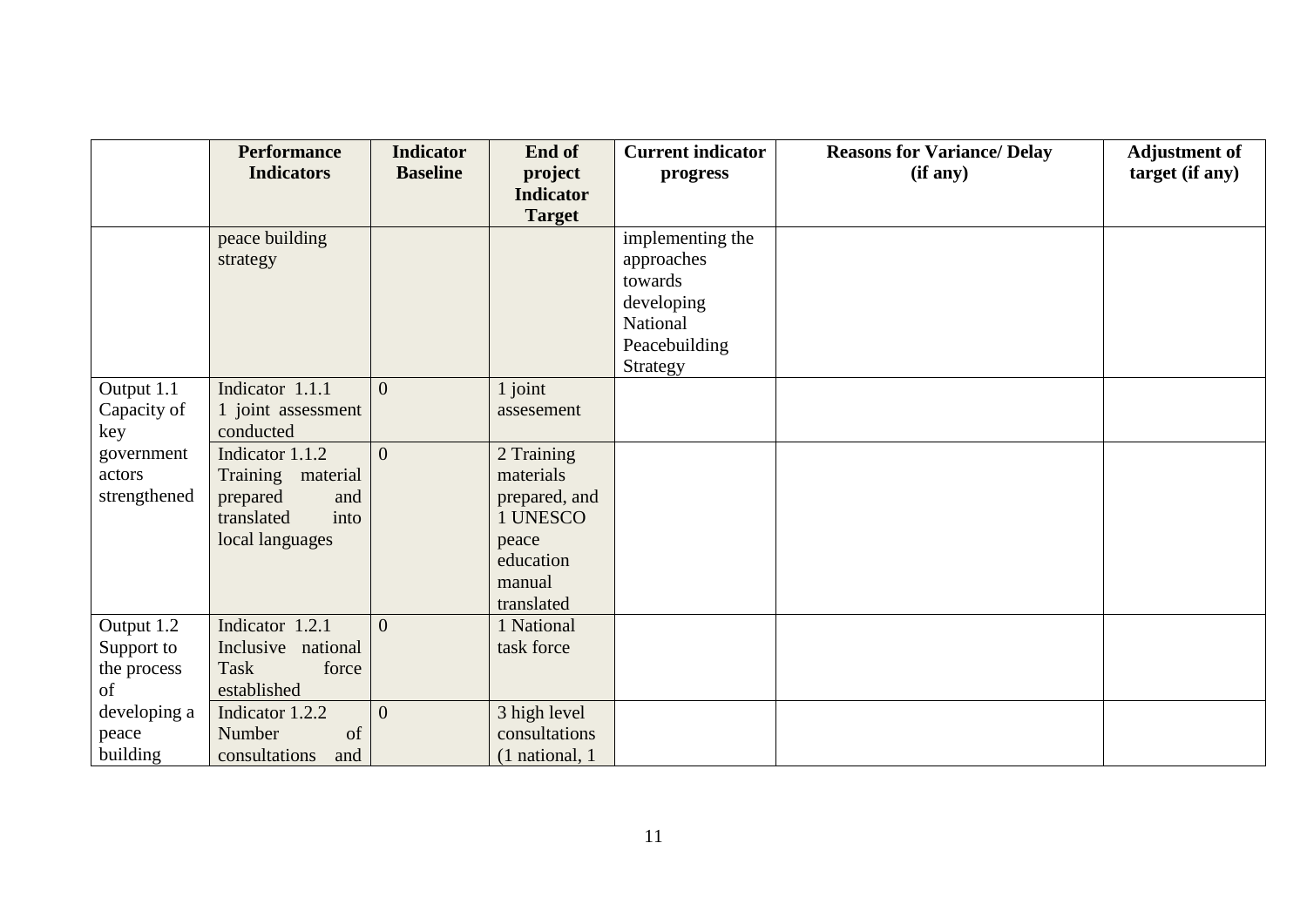| | Performance Indicators | Indicator Baseline | End of project Indicator Target | Current indicator progress | Reasons for Variance/ Delay (if any) | Adjustment of target (if any) |
|---|---|---|---|---|---|---|
| | peace building strategy | | | implementing the approaches towards developing National Peacebuilding Strategy | | |
| Output 1.1 Capacity of key government actors strengthened | Indicator 1.1.1 1 joint assessment conducted | 0 | 1 joint assesement | | | |
| | Indicator 1.1.2 Training material prepared and translated into local languages | 0 | 2 Training materials prepared, and 1 UNESCO peace education manual translated | | | |
| Output 1.2 Support to the process of developing a peace building | Indicator 1.2.1 Inclusive national Task force established | 0 | 1 National task force | | | |
| | Indicator 1.2.2 Number of consultations and | 0 | 3 high level consultations (1 national, 1 | | | |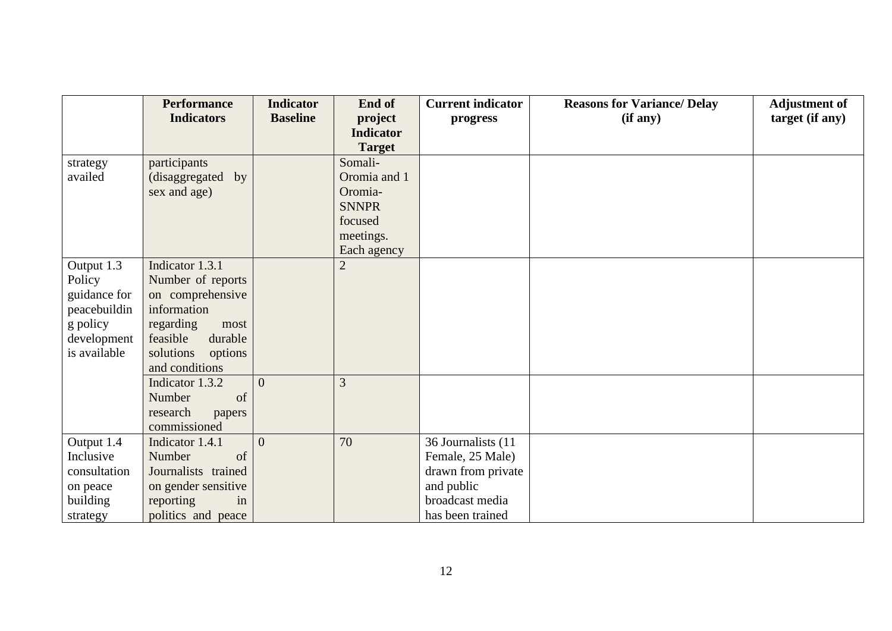| | Performance Indicators | Indicator Baseline | End of project Indicator Target | Current indicator progress | Reasons for Variance/ Delay (if any) | Adjustment of target (if any) |
|---|---|---|---|---|---|---|
| strategy availed | participants (disaggregated by sex and age) | | Somali-Oromia and 1 Oromia-SNNPR focused meetings. Each agency | | | |
| Output 1.3 Policy guidance for peacebuilding policy development is available | Indicator 1.3.1 Number of reports on comprehensive information regarding most feasible durable solutions options and conditions | | 2 | | | |
| | Indicator 1.3.2 Number of research papers commissioned | 0 | 3 | | | |
| Output 1.4 Inclusive consultation on peace building strategy | Indicator 1.4.1 Number of Journalists trained on gender sensitive reporting in politics and peace | 0 | 70 | 36 Journalists (11 Female, 25 Male) drawn from private and public broadcast media has been trained | | |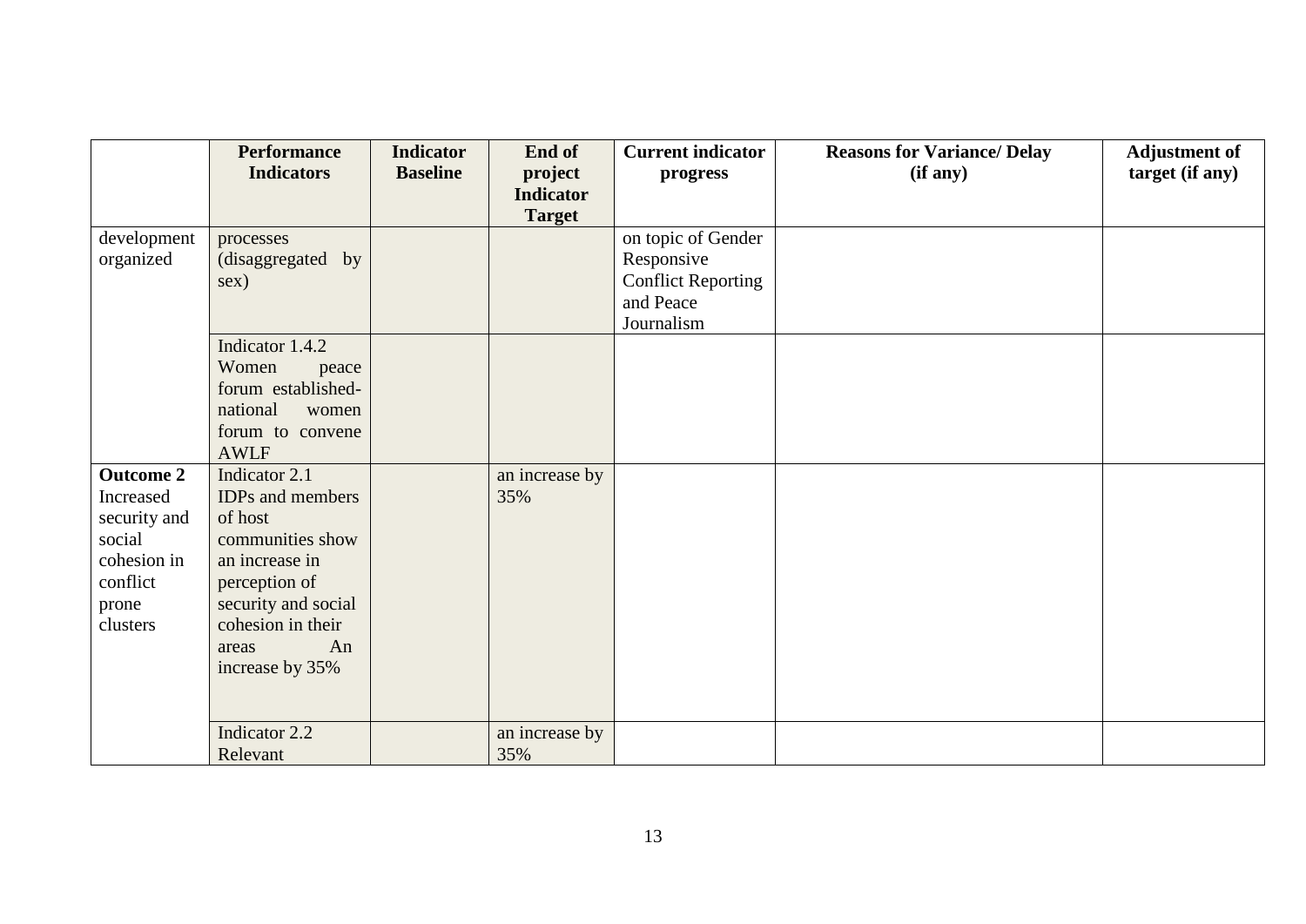|  | **Performance Indicators** | **Indicator Baseline** | **End of project Indicator Target** | **Current indicator progress** | **Reasons for Variance/ Delay (if any)** | **Adjustment of target (if any)** |
|---|---|---|---|---|---|---|
| development organized | processes (disaggregated by sex) |  |  | on topic of Gender Responsive Conflict Reporting and Peace Journalism |  |  |
|  | Indicator 1.4.2 Women peace forum established- national women forum to convene AWLF |  |  |  |  |  |
| **Outcome 2** Increased security and social cohesion in conflict prone clusters | Indicator 2.1 IDPs and members of host communities show an increase in perception of security and social cohesion in their areas An increase by 35% |  | an increase by 35% |  |  |  |
|  | Indicator 2.2 Relevant |  | an increase by 35% |  |  |  |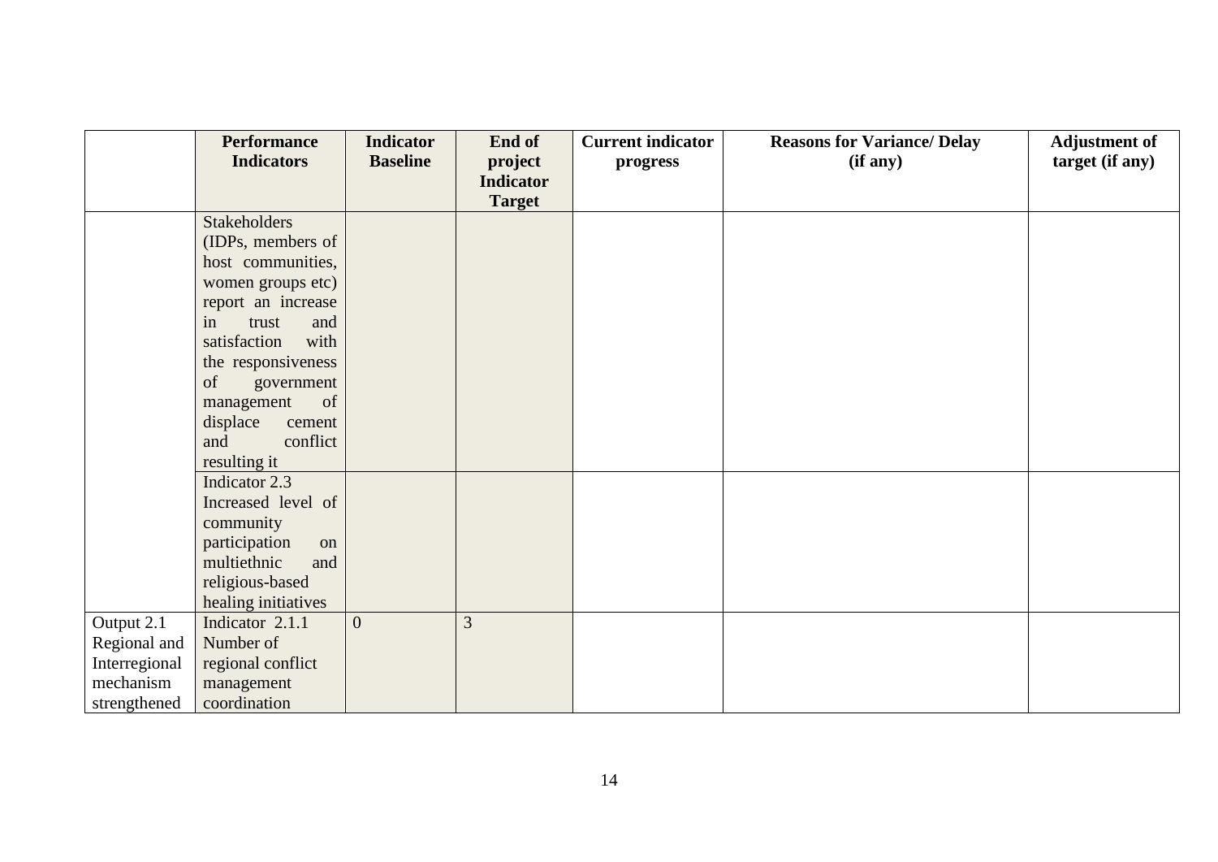| | Performance Indicators | Indicator Baseline | End of project Indicator Target | Current indicator progress | Reasons for Variance/ Delay (if any) | Adjustment of target (if any) |
|---|---|---|---|---|---|---|
| | Stakeholders (IDPs, members of host communities, women groups etc) report an increase in trust and satisfaction with the responsiveness of government management of displace cement and conflict resulting it | | | | | |
| | Indicator 2.3 Increased level of community participation on multiethnic and religious-based healing initiatives | | | | | |
| Output 2.1 Regional and Interregional mechanism strengthened | Indicator 2.1.1 Number of regional conflict management coordination | 0 | 3 | | | |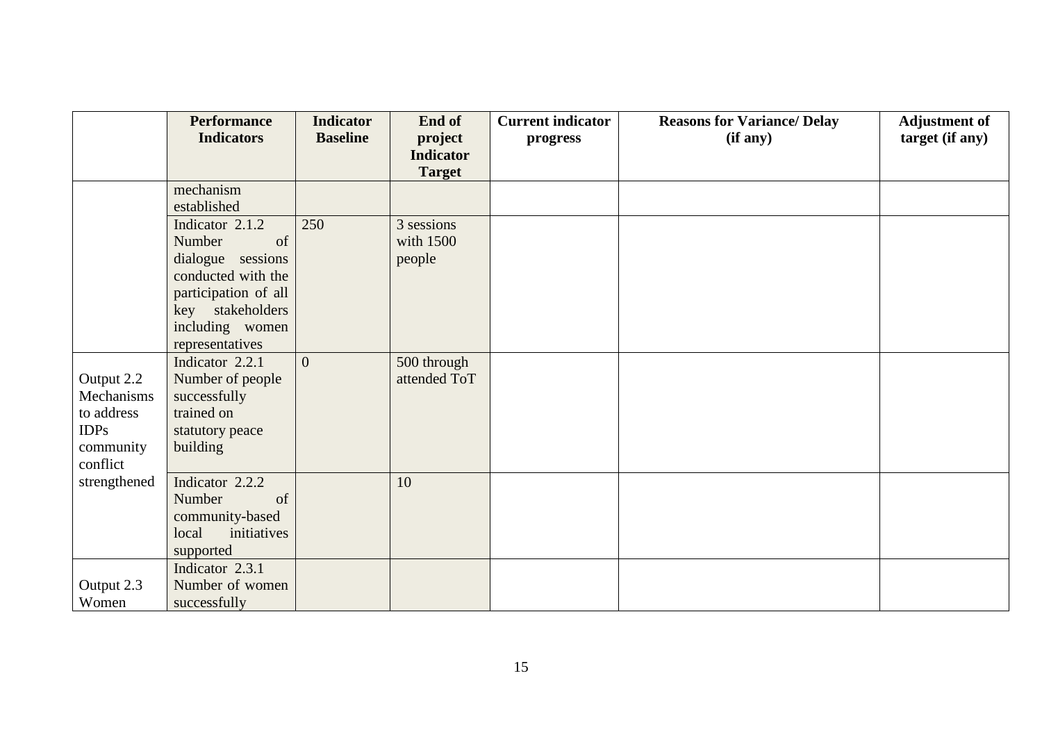| | Performance Indicators | Indicator Baseline | End of project Indicator Target | Current indicator progress | Reasons for Variance/ Delay (if any) | Adjustment of target (if any) |
|---|---|---|---|---|---|---|
| | mechanism established | | | | | |
| | Indicator 2.1.2 Number of dialogue sessions conducted with the participation of all key stakeholders including women representatives | 250 | 3 sessions with 1500 people | | | |
| Output 2.2 Mechanisms to address IDPs community conflict strengthened | Indicator 2.2.1 Number of people successfully trained on statutory peace building | 0 | 500 through attended ToT | | | |
| | Indicator 2.2.2 Number of community-based local initiatives supported | | 10 | | | |
| Output 2.3 Women | Indicator 2.3.1 Number of women successfully | | | | | |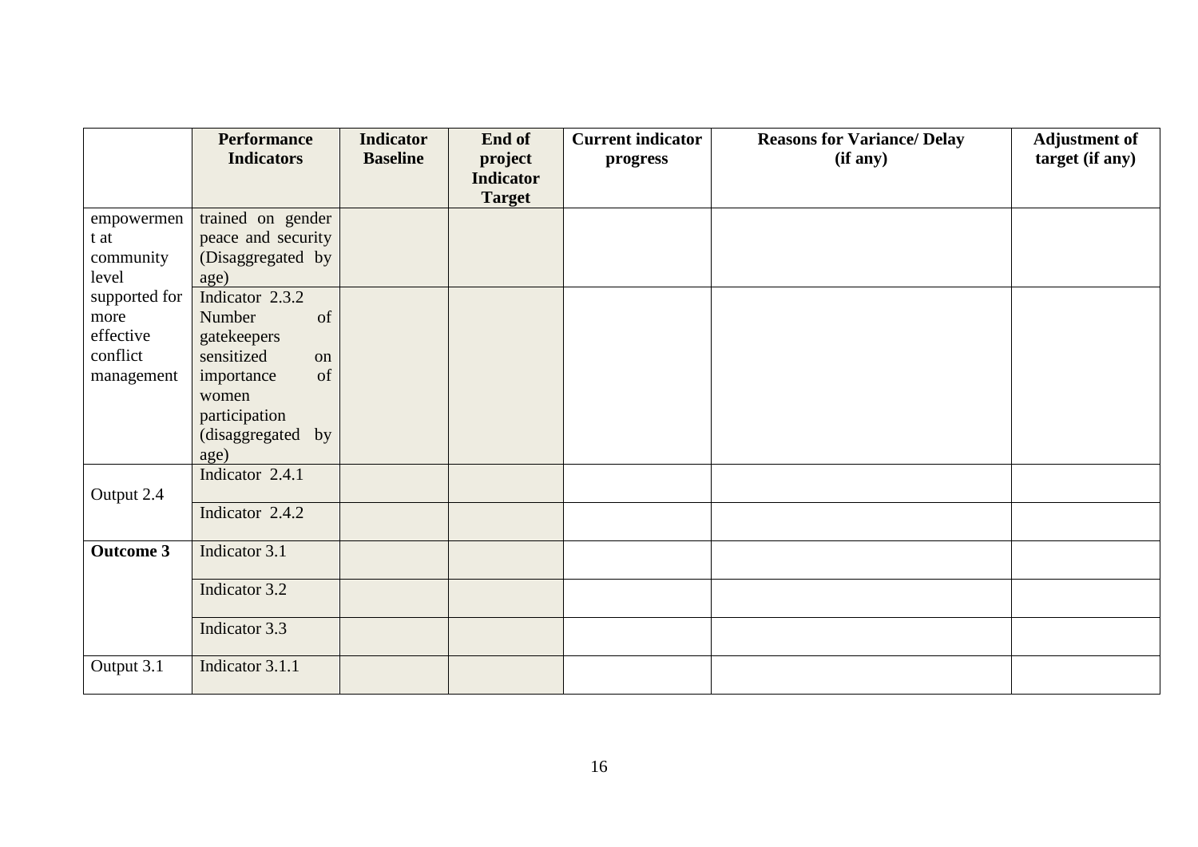| | Performance Indicators | Indicator Baseline | End of project Indicator Target | Current indicator progress | Reasons for Variance/ Delay (if any) | Adjustment of target (if any) |
|---|---|---|---|---|---|---|
| empowerment at community level supported for more effective conflict management | trained on gender peace and security (Disaggregated by age) | | | | | |
| | Indicator 2.3.2 Number of gatekeepers sensitized on importance of women participation (disaggregated by age) | | | | | |
| Output 2.4 | Indicator 2.4.1 | | | | | |
| | Indicator 2.4.2 | | | | | |
| **Outcome 3** | Indicator 3.1 | | | | | |
| | Indicator 3.2 | | | | | |
| | Indicator 3.3 | | | | | |
| Output 3.1 | Indicator 3.1.1 | | | | | |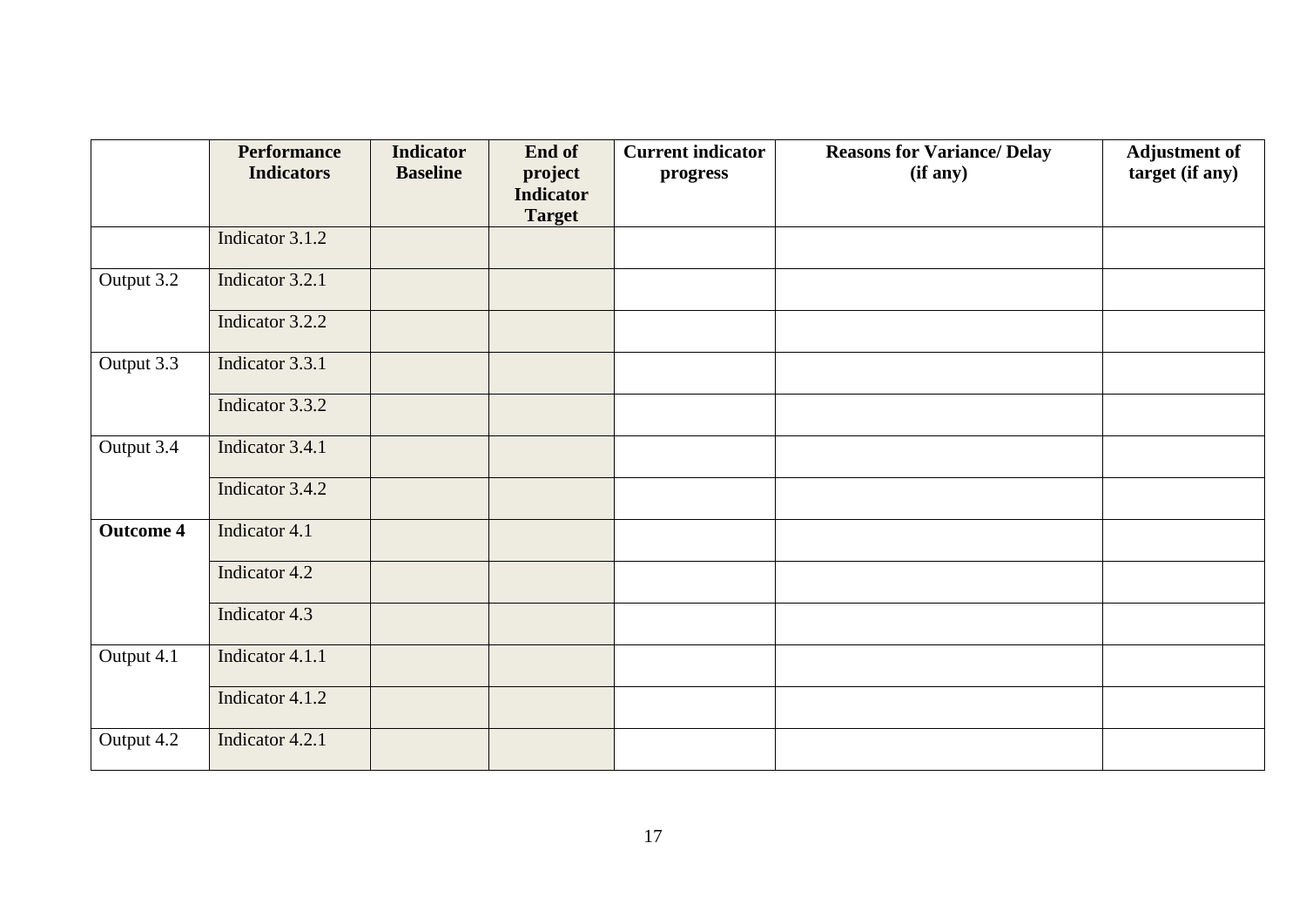| | Performance Indicators | Indicator Baseline | End of project Indicator Target | Current indicator progress | Reasons for Variance/ Delay (if any) | Adjustment of target (if any) |
|---|---|---|---|---|---|---|
| | Indicator 3.1.2 | | | | | |
| Output 3.2 | Indicator 3.2.1 | | | | | |
| | Indicator 3.2.2 | | | | | |
| Output 3.3 | Indicator 3.3.1 | | | | | |
| | Indicator 3.3.2 | | | | | |
| Output 3.4 | Indicator 3.4.1 | | | | | |
| | Indicator 3.4.2 | | | | | |
| **Outcome 4** | Indicator 4.1 | | | | | |
| | Indicator 4.2 | | | | | |
| | Indicator 4.3 | | | | | |
| Output 4.1 | Indicator 4.1.1 | | | | | |
| | Indicator 4.1.2 | | | | | |
| Output 4.2 | Indicator 4.2.1 | | | | | |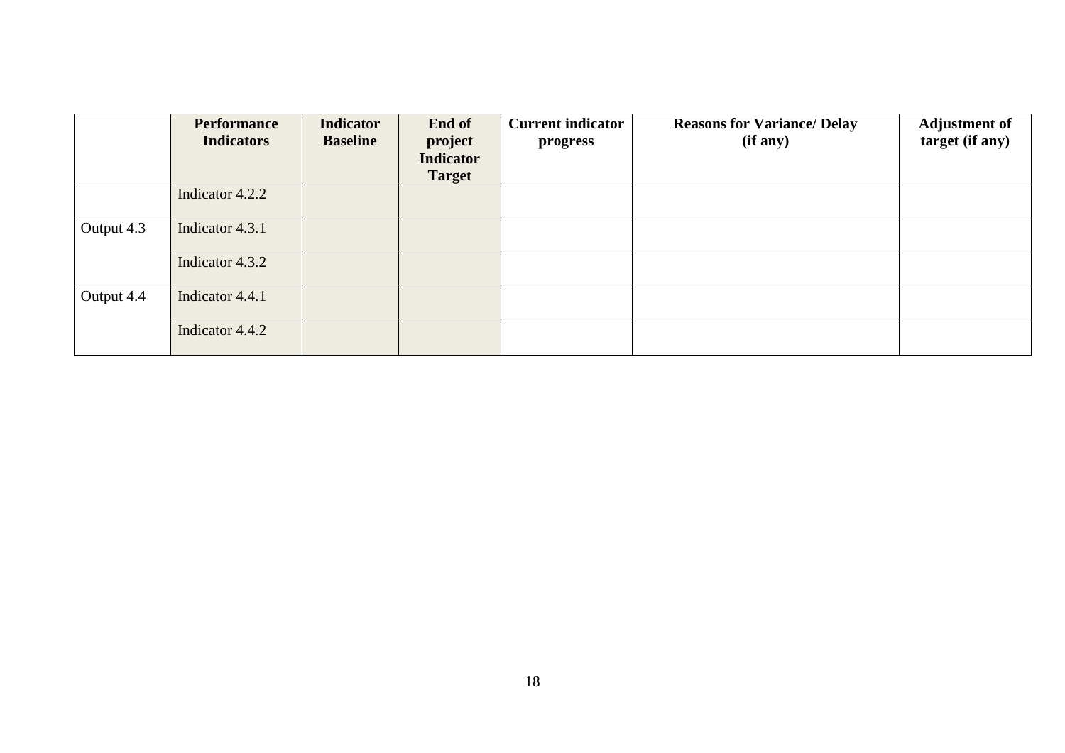| | Performance Indicators | Indicator Baseline | End of project Indicator Target | Current indicator progress | Reasons for Variance/ Delay (if any) | Adjustment of target (if any) |
|---|---|---|---|---|---|---|
| | Indicator 4.2.2 | | | | | |
| Output 4.3 | Indicator 4.3.1 | | | | | |
| | Indicator 4.3.2 | | | | | |
| Output 4.4 | Indicator 4.4.1 | | | | | |
| | Indicator 4.4.2 | | | | | |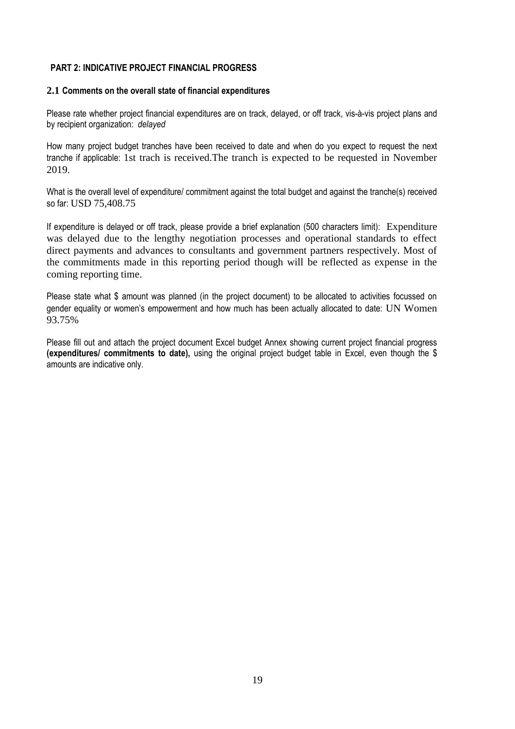**PART 2: INDICATIVE PROJECT FINANCIAL PROGRESS**

**2.1 Comments on the overall state of financial expenditures**

Please rate whether project financial expenditures are on track, delayed, or off track, vis-à-vis project plans and by recipient organization: *delayed*

How many project budget tranches have been received to date and when do you expect to request the next tranche if applicable: 1st trach is received.The tranch is expected to be requested in November 2019.

What is the overall level of expenditure/ commitment against the total budget and against the tranche(s) received so far: USD 75,408.75

If expenditure is delayed or off track, please provide a brief explanation (500 characters limit): Expenditure was delayed due to the lengthy negotiation processes and operational standards to effect direct payments and advances to consultants and government partners respectively. Most of the commitments made in this reporting period though will be reflected as expense in the coming reporting time.

Please state what $ amount was planned (in the project document) to be allocated to activities focussed on gender equality or women's empowerment and how much has been actually allocated to date: UN Women 93.75%

Please fill out and attach the project document Excel budget Annex showing current project financial progress **(expenditures/ commitments to date),** using the original project budget table in Excel, even though the $ amounts are indicative only.